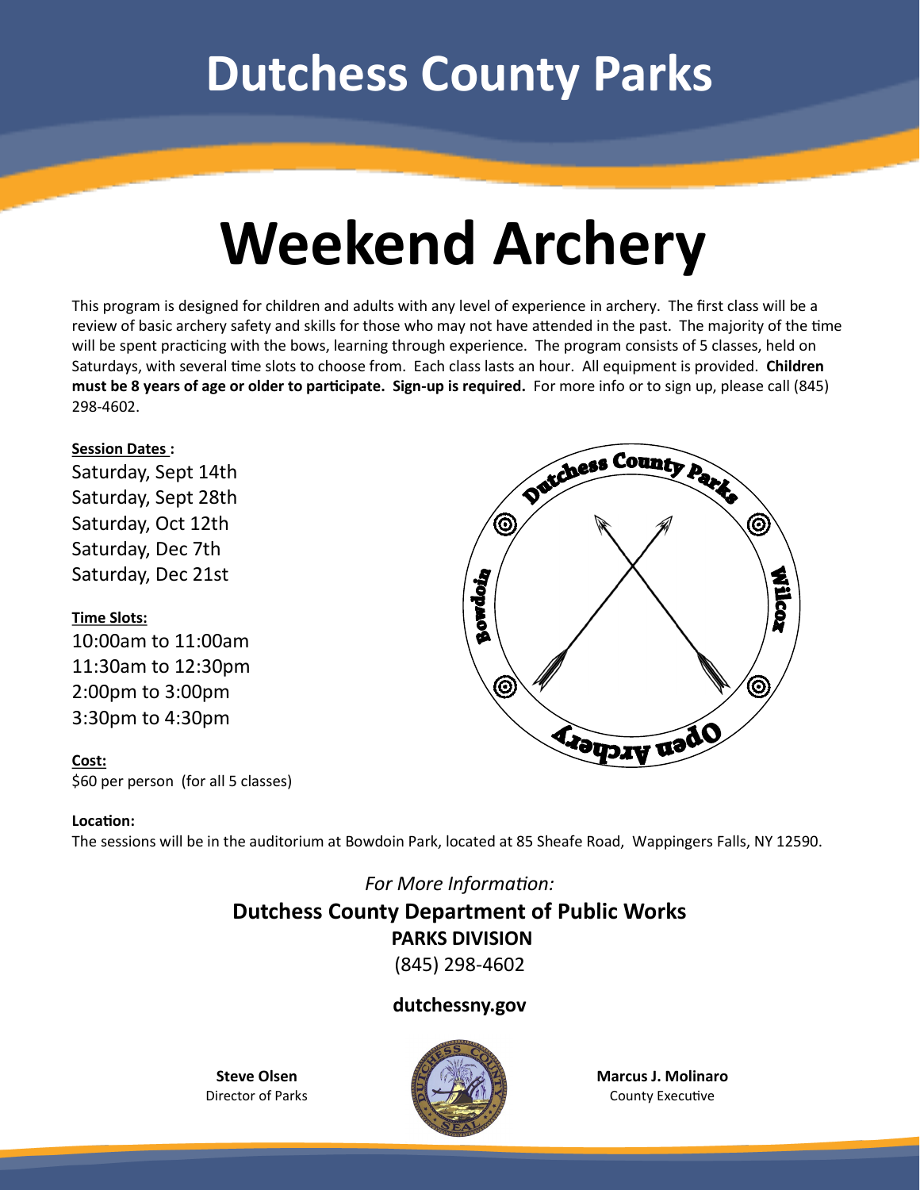# Dutchess County Parks

# Weekend Archery

This program is designed for children and adults with any level of experience in archery. The first class will be a review of basic archery safety and skills for those who may not have attended in the past. The majority of the time will be spent practicing with the bows, learning through experience. The program consists of 5 classes, held on Saturdays, with several time slots to choose from. Each class lasts an hour. All equipment is provided. **Children must be 8 years of age or older to participate. Sign-up is required.** For more info or to sign up, please call (845) 298-4602.

**Session Dates :**

Saturday, Sept 14th
Saturday, Sept 28th
Saturday, Oct 12th
Saturday, Dec 7th
Saturday, Dec 21st

**Time Slots:**

10:00am to 11:00am
11:30am to 12:30pm
2:00pm to 3:00pm
3:30pm to 4:30pm

**Cost:**

$60 per person (for all 5 classes)

**Location:**

The sessions will be in the auditorium at Bowdoin Park, located at 85 Sheafe Road, Wappingers Falls, NY 12590.

*For More Information:*

**Dutchess County Department of Public Works**
**PARKS DIVISION**
(845) 298-4602

**dutchessny.gov**

**Steve Olsen**
Director of Parks

**Marcus J. Molinaro**
County Executive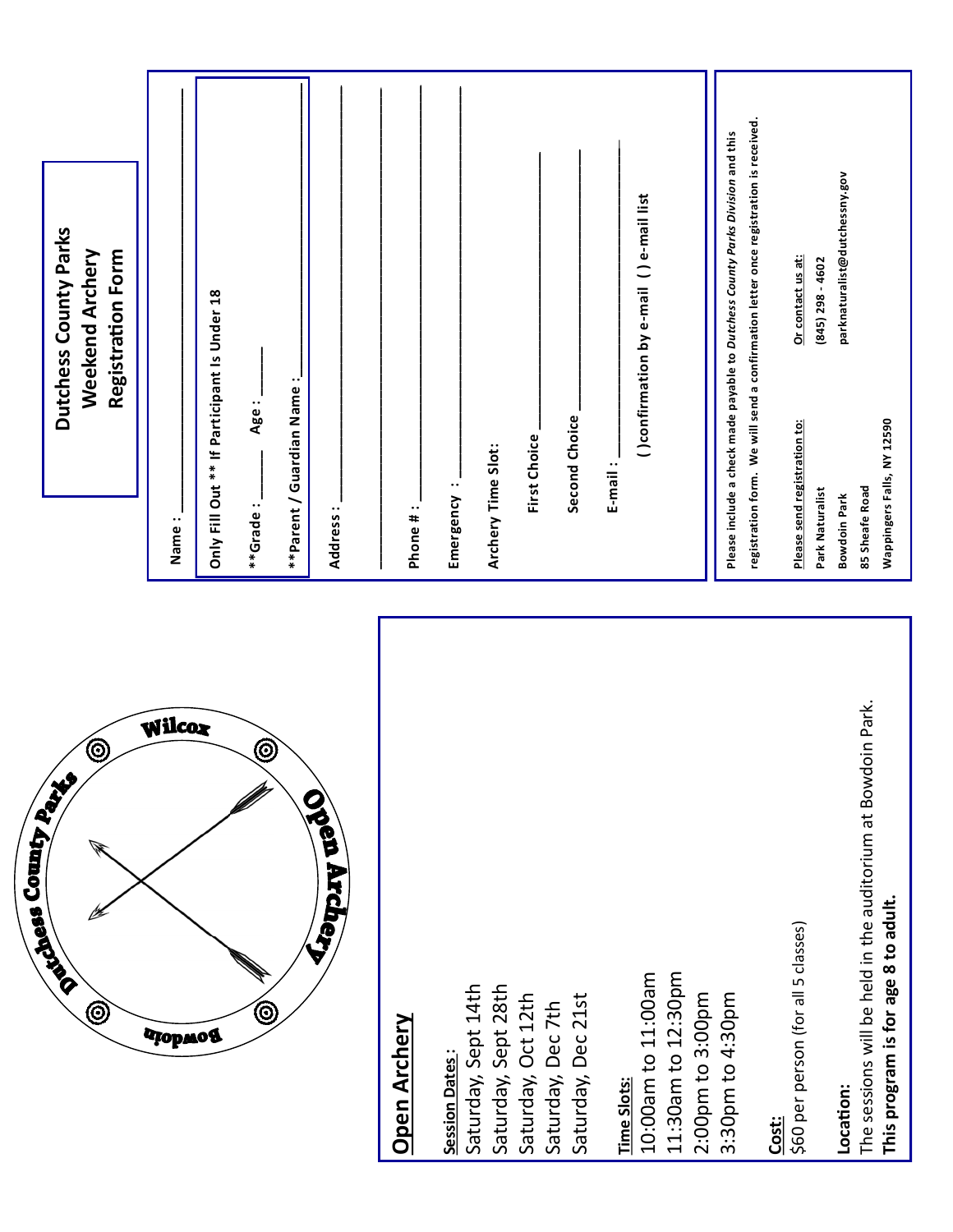# Dutchess County Parks Weekend Archery Registration Form

Name : ____________________________________________

Only Fill Out ** If Participant Is Under 18

**Grade : ______ Age : ______

**Parent / Guardian Name : ___________________________

Address : ___________________________________________

_____________________________________________________

Phone # : ___________________________________________

Emergency : _________________________________________

Archery Time Slot:

First Choice ______________

Second Choice ______________

E-mail : ____________________________

( ) confirmation by e-mail ( ) e-mail list

Please include a check made payable to *Dutchess County Parks Division* and this registration form. We will send a confirmation letter once registration is received.

Please send registration to:
Park Naturalist
Bowdoin Park
85 Sheafe Road
Wappingers Falls, NY 12590

Or contact us at:
(845) 298 - 4602
parknaturalist@dutchessny.gov

Dutchess County Parks
Wilcox
Open Archery
Bowdoin

## Open Archery

**Session Dates:**
Saturday, Sept 14th
Saturday, Sept 28th
Saturday, Oct 12th
Saturday, Dec 7th
Saturday, Dec 21st

**Time Slots:**
10:00am to 11:00am
11:30am to 12:30pm
2:00pm to 3:00pm
3:30pm to 4:30pm

**Cost:**
$60 per person (for all 5 classes)

**Location:**
The sessions will be held in the auditorium at Bowdoin Park.
**This program is for age 8 to adult.**